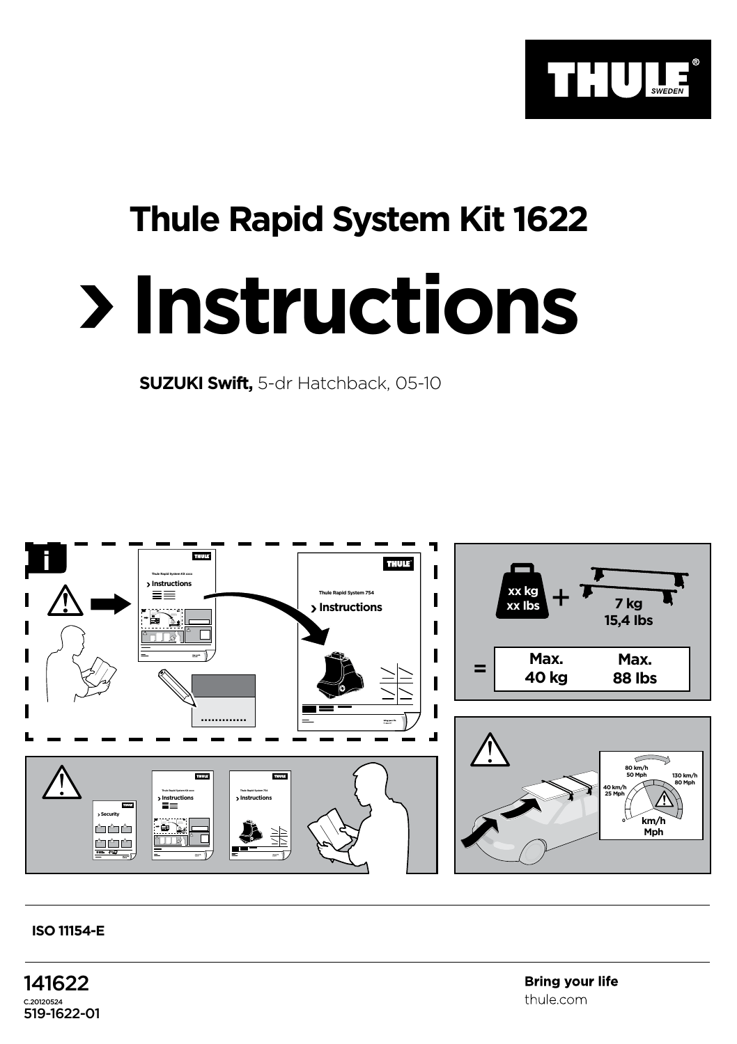# Thule Rapid System Kit 1622

# › Instructions

**SUZUKI Swift,** 5-dr Hatchback, 05-10

xx kg
xx lbs
+
7 kg
15,4 lbs

= Max. 40 kg Max. 88 lbs

80 km/h
50 Mph
40 km/h
25 Mph
130 km/h
80 Mph
0
km/h
Mph

**ISO 11154-E**

141622
C.20120524
519-1622-01

**Bring your life**
thule.com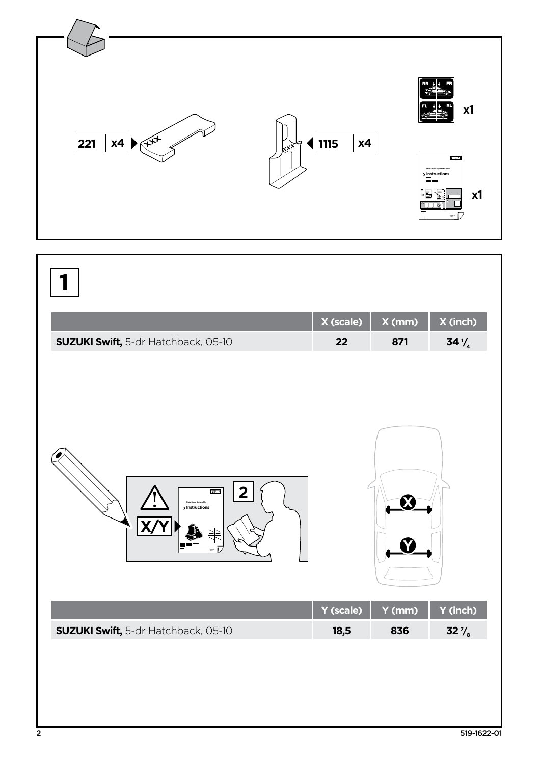221 x4

1115 x4

x1

x1

# 1

| | X (scale) | X (mm) | X (inch) |
|---|---|---|---|
| **SUZUKI Swift,** 5-dr Hatchback, 05-10 | 22 | 871 | 34 1/4 |

X/Y

2

| | Y (scale) | Y (mm) | Y (inch) |
|---|---|---|---|
| **SUZUKI Swift,** 5-dr Hatchback, 05-10 | 18,5 | 836 | 32 7/8 |

519-1622-01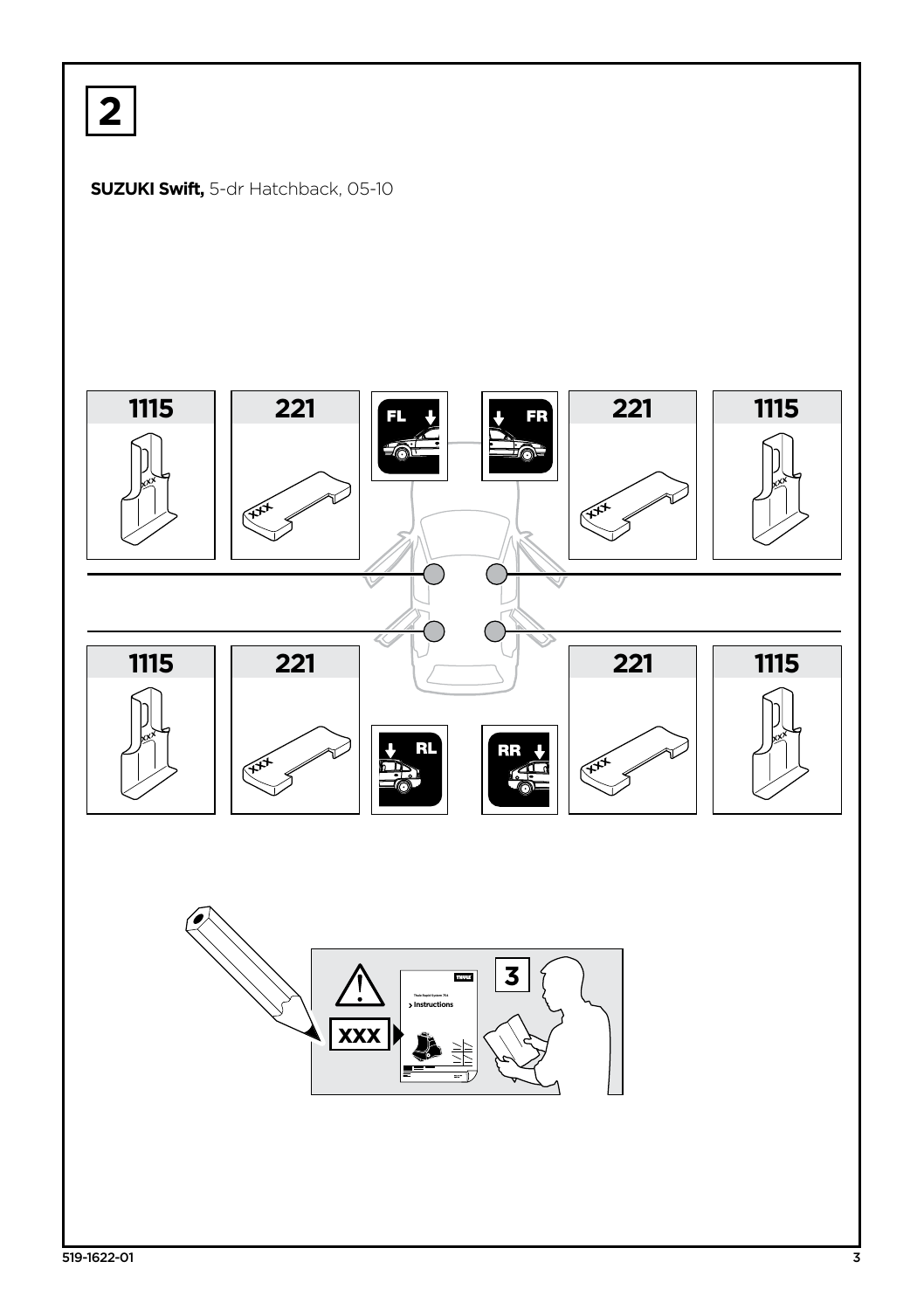**2**

**SUZUKI Swift,** 5-dr Hatchback, 05-10

1115

221

FL

FR

221

1115

1115

221

RL

RR

221

1115

XXX

3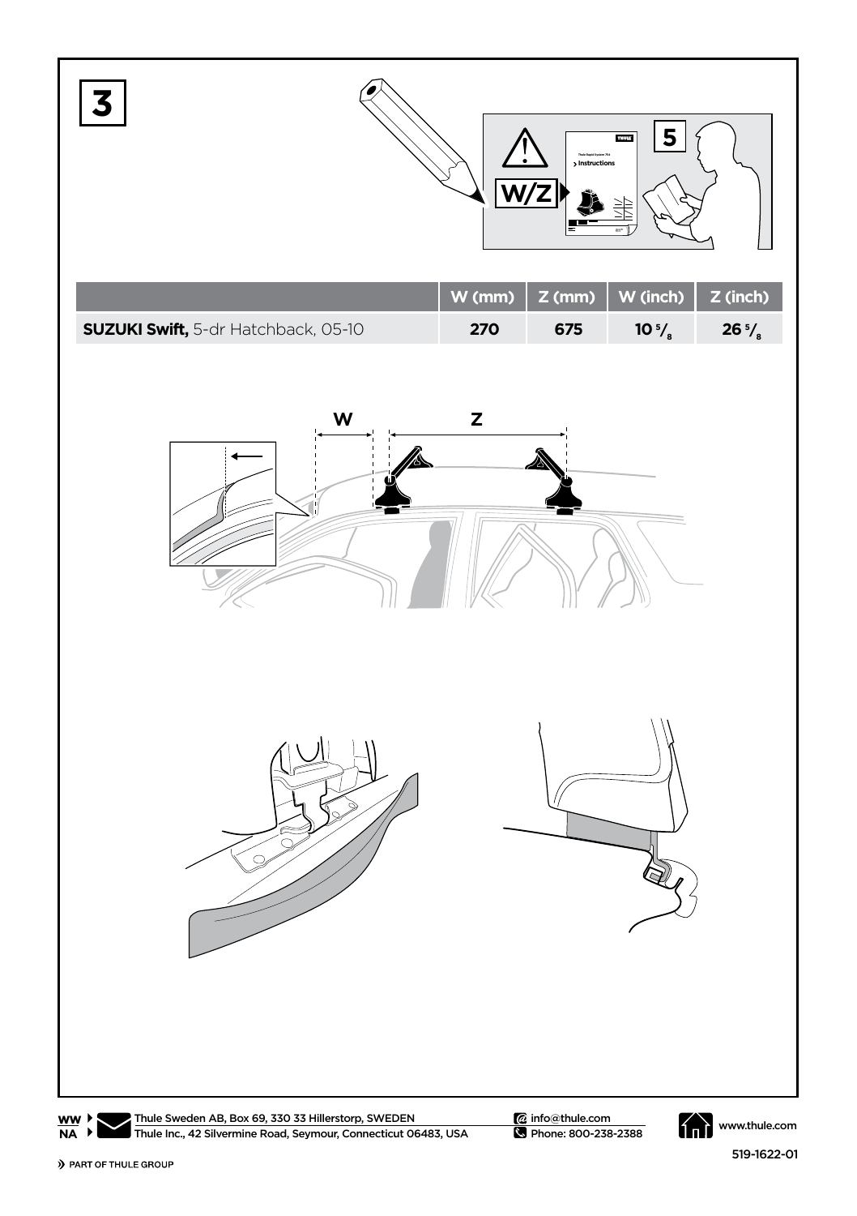# 3

| | W (mm) | Z (mm) | W (inch) | Z (inch) |
|---|---|---|---|---|
| **SUZUKI Swift,** 5-dr Hatchback, 05-10 | **270** | **675** | **10 5/8** | **26 5/8** |

W/Z

5

W

Z

WW Thule Sweden AB, Box 69, 330 33 Hillerstorp, SWEDEN
NA Thule Inc., 42 Silvermine Road, Seymour, Connecticut 06483, USA

info@thule.com
Phone: 800-238-2388

www.thule.com

519-1622-01

PART OF THULE GROUP